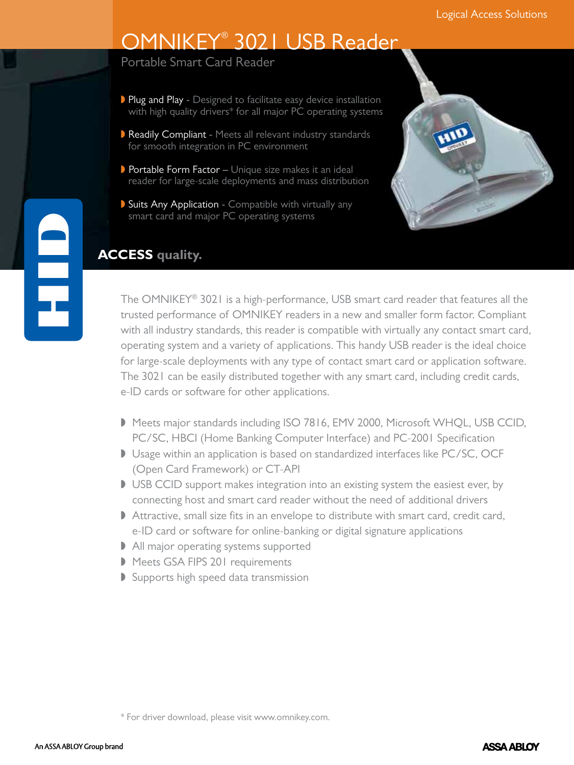Logical Access Solutions

# OMNIKEY® 3021 USB Reader

## Portable Smart Card Reader

- **Plug and Play** - Designed to facilitate easy device installation with high quality drivers* for all major PC operating systems
- **Readily Compliant** - Meets all relevant industry standards for smooth integration in PC environment
- **Portable Form Factor** – Unique size makes it an ideal reader for large-scale deployments and mass distribution
- **Suits Any Application** - Compatible with virtually any smart card and major PC operating systems

**ACCESS quality.**

The OMNIKEY® 3021 is a high-performance, USB smart card reader that features all the trusted performance of OMNIKEY readers in a new and smaller form factor. Compliant with all industry standards, this reader is compatible with virtually any contact smart card, operating system and a variety of applications. This handy USB reader is the ideal choice for large-scale deployments with any type of contact smart card or application software. The 3021 can be easily distributed together with any smart card, including credit cards, e-ID cards or software for other applications.

- Meets major standards including ISO 7816, EMV 2000, Microsoft WHQL, USB CCID, PC/SC, HBCI (Home Banking Computer Interface) and PC-2001 Specification
- Usage within an application is based on standardized interfaces like PC/SC, OCF (Open Card Framework) or CT-API
- USB CCID support makes integration into an existing system the easiest ever, by connecting host and smart card reader without the need of additional drivers
- Attractive, small size fits in an envelope to distribute with smart card, credit card, e-ID card or software for online-banking or digital signature applications
- All major operating systems supported
- Meets GSA FIPS 201 requirements
- Supports high speed data transmission

\* For driver download, please visit www.omnikey.com.

An ASSA ABLOY Group brand

ASSA ABLOY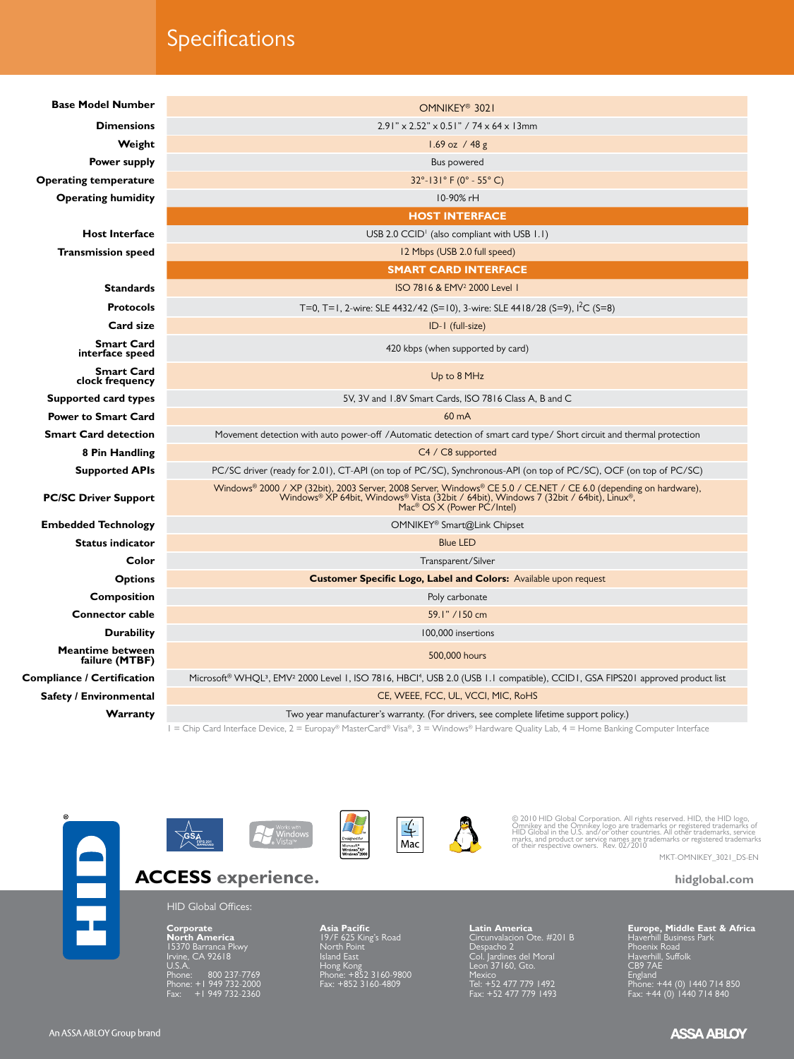# Specifications

| | |
|---|---|
| **Base Model Number** | OMNIKEY® 3021 |
| **Dimensions** | 2.91" x 2.52" x 0.51" / 74 x 64 x 13mm |
| **Weight** | 1.69 oz / 48 g |
| **Power supply** | Bus powered |
| **Operating temperature** | 32°-131° F (0° - 55° C) |
| **Operating humidity** | 10-90% rH |
| | **HOST INTERFACE** |
| **Host Interface** | USB 2.0 CCID[1] (also compliant with USB 1.1) |
| **Transmission speed** | 12 Mbps (USB 2.0 full speed) |
| | **SMART CARD INTERFACE** |
| **Standards** | ISO 7816 & EMV[2] 2000 Level 1 |
| **Protocols** | T=0, T=1, 2-wire: SLE 4432/42 (S=10), 3-wire: SLE 4418/28 (S=9), $I^2C$ (S=8) |
| **Card size** | ID-1 (full-size) |
| **Smart Card interface speed** | 420 kbps (when supported by card) |
| **Smart Card clock frequency** | Up to 8 MHz |
| **Supported card types** | 5V, 3V and 1.8V Smart Cards, ISO 7816 Class A, B and C |
| **Power to Smart Card** | 60 mA |
| **Smart Card detection** | Movement detection with auto power-off / Automatic detection of smart card type/ Short circuit and thermal protection |
| **8 Pin Handling** | C4 / C8 supported |
| **Supported APIs** | PC/SC driver (ready for 2.01), CT-API (on top of PC/SC), Synchronous-API (on top of PC/SC), OCF (on top of PC/SC) |
| **PC/SC Driver Support** | Windows® 2000 / XP (32bit), 2003 Server, 2008 Server, Windows® CE 5.0 / CE.NET / CE 6.0 (depending on hardware), Windows® XP 64bit, Windows® Vista (32bit / 64bit), Windows 7 (32bit / 64bit), Linux®, Mac® OS X (Power PC/Intel) |
| **Embedded Technology** | OMNIKEY® Smart@Link Chipset |
| **Status indicator** | Blue LED |
| **Color** | Transparent/Silver |
| **Options** | **Customer Specific Logo, Label and Colors:** Available upon request |
| **Composition** | Poly carbonate |
| **Connector cable** | 59.1" / 150 cm |
| **Durability** | 100,000 insertions |
| **Meantime between failure (MTBF)** | 500,000 hours |
| **Compliance / Certification** | Microsoft® WHQL[3], EMV[2] 2000 Level 1, ISO 7816, HBCI[4], USB 2.0 (USB 1.1 compatible), CCID1, GSA FIPS201 approved product list |
| **Safety / Environmental** | CE, WEEE, FCC, UL, VCCI, MIC, RoHS |
| **Warranty** | Two year manufacturer's warranty. (For drivers, see complete lifetime support policy.) |

1 = Chip Card Interface Device, 2 = Europay® MasterCard® Visa®, 3 = Windows® Hardware Quality Lab, 4 = Home Banking Computer Interface

© 2010 HID Global Corporation. All rights reserved. HID, the HID logo, Omnikey and the Omnikey logo are trademarks or registered trademarks of HID Global in the U.S. and/or other countries. All other trademarks, service marks, and product or service names are trademarks or registered trademarks of their respective owners. Rev. 02/2010

MKT-OMNIKEY_3021_DS-EN

**ACCESS experience.**

hidglobal.com

HID Global Offices:

**Corporate North America**
15370 Barranca Pkwy
Irvine, CA 92618
U.S.A.
Phone: 800 237-7769
Phone: +1 949 732-2000
Fax: +1 949 732-2360

**Asia Pacific**
19/F 625 King's Road
North Point
Island East
Hong Kong
Phone: +852 3160-9800
Fax: +852 3160-4809

**Latin America**
Circunvalacion Ote. #201 B
Despacho 2
Col. Jardines del Moral
Leon 37160, Gto.
Mexico
Tel: +52 477 779 1492
Fax: +52 477 779 1493

**Europe, Middle East & Africa**
Haverhill Business Park
Phoenix Road
Haverhill, Suffolk
CB9 7AE
England
Phone: +44 (0) 1440 714 850
Fax: +44 (0) 1440 714 840

An ASSA ABLOY Group brand

ASSA ABLOY